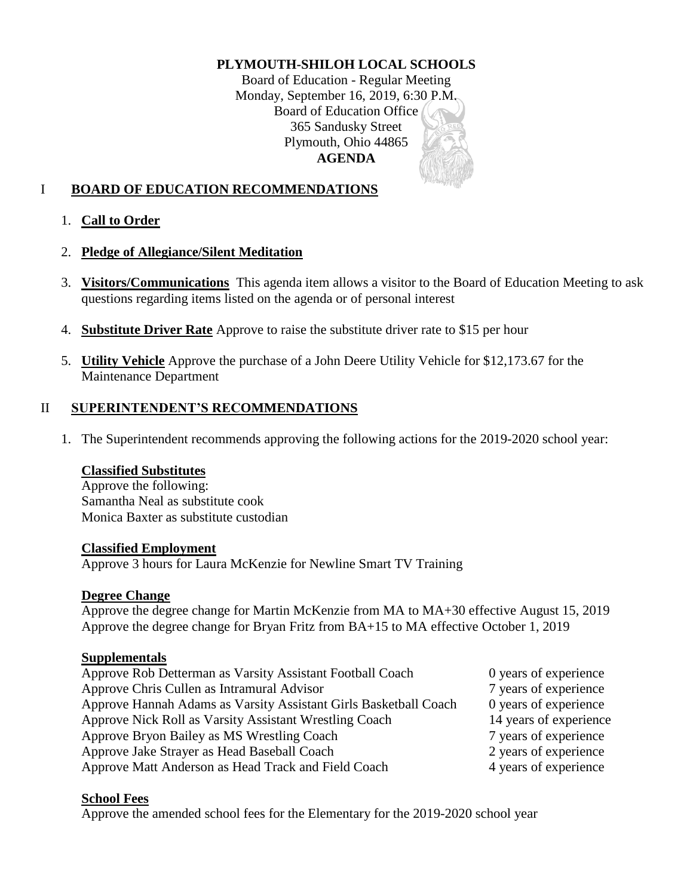**PLYMOUTH-SHILOH LOCAL SCHOOLS**

Board of Education - Regular Meeting
Monday, September 16, 2019, 6:30 P.M.
Board of Education Office
365 Sandusky Street
Plymouth, Ohio 44865
**AGENDA**

## I BOARD OF EDUCATION RECOMMENDATIONS

1. **Call to Order**
2. **Pledge of Allegiance/Silent Meditation**
3. **Visitors/Communications** This agenda item allows a visitor to the Board of Education Meeting to ask questions regarding items listed on the agenda or of personal interest
4. **Substitute Driver Rate** Approve to raise the substitute driver rate to $15 per hour
5. **Utility Vehicle** Approve the purchase of a John Deere Utility Vehicle for $12,173.67 for the Maintenance Department

## II SUPERINTENDENT'S RECOMMENDATIONS

1. The Superintendent recommends approving the following actions for the 2019-2020 school year:

**Classified Substitutes**
Approve the following:
Samantha Neal as substitute cook
Monica Baxter as substitute custodian

**Classified Employment**
Approve 3 hours for Laura McKenzie for Newline Smart TV Training

**Degree Change**
Approve the degree change for Martin McKenzie from MA to MA+30 effective August 15, 2019
Approve the degree change for Bryan Fritz from BA+15 to MA effective October 1, 2019

**Supplementals**

| | |
|---|---|
| Approve Rob Detterman as Varsity Assistant Football Coach | 0 years of experience |
| Approve Chris Cullen as Intramural Advisor | 7 years of experience |
| Approve Hannah Adams as Varsity Assistant Girls Basketball Coach | 0 years of experience |
| Approve Nick Roll as Varsity Assistant Wrestling Coach | 14 years of experience |
| Approve Bryon Bailey as MS Wrestling Coach | 7 years of experience |
| Approve Jake Strayer as Head Baseball Coach | 2 years of experience |
| Approve Matt Anderson as Head Track and Field Coach | 4 years of experience |

**School Fees**
Approve the amended school fees for the Elementary for the 2019-2020 school year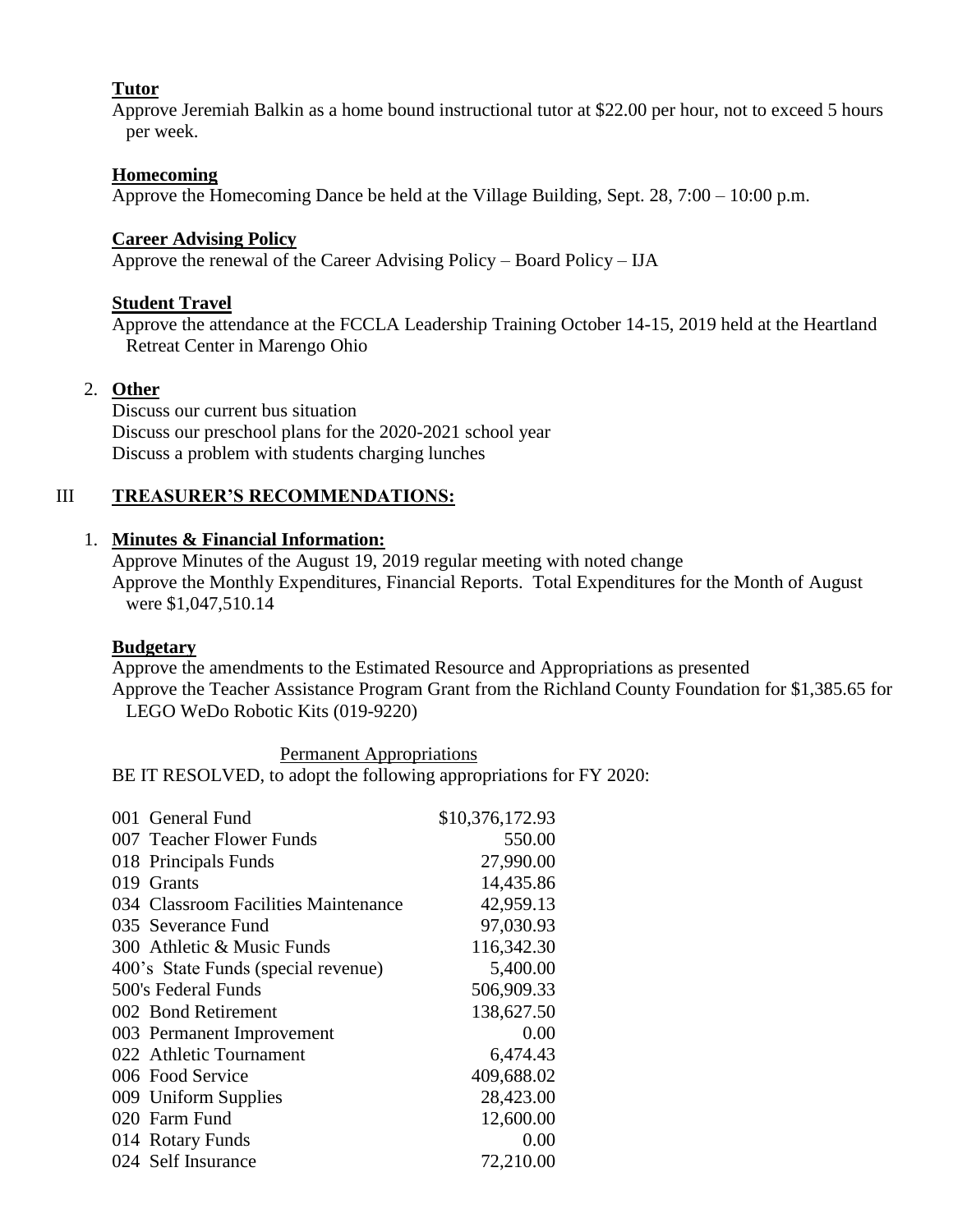**Tutor**

Approve Jeremiah Balkin as a home bound instructional tutor at $22.00 per hour, not to exceed 5 hours per week.

**Homecoming**

Approve the Homecoming Dance be held at the Village Building, Sept. 28, 7:00 – 10:00 p.m.

**Career Advising Policy**

Approve the renewal of the Career Advising Policy – Board Policy – IJA

**Student Travel**

Approve the attendance at the FCCLA Leadership Training October 14-15, 2019 held at the Heartland Retreat Center in Marengo Ohio

2. **Other**

Discuss our current bus situation
Discuss our preschool plans for the 2020-2021 school year
Discuss a problem with students charging lunches

## III TREASURER'S RECOMMENDATIONS:

1. **Minutes & Financial Information:**

Approve Minutes of the August 19, 2019 regular meeting with noted change
Approve the Monthly Expenditures, Financial Reports. Total Expenditures for the Month of August were $1,047,510.14

**Budgetary**

Approve the amendments to the Estimated Resource and Appropriations as presented
Approve the Teacher Assistance Program Grant from the Richland County Foundation for $1,385.65 for LEGO WeDo Robotic Kits (019-9220)

Permanent Appropriations

BE IT RESOLVED, to adopt the following appropriations for FY 2020:

| Fund | Amount |
|---|---|
| 001 General Fund | $10,376,172.93 |
| 007 Teacher Flower Funds | 550.00 |
| 018 Principals Funds | 27,990.00 |
| 019 Grants | 14,435.86 |
| 034 Classroom Facilities Maintenance | 42,959.13 |
| 035 Severance Fund | 97,030.93 |
| 300 Athletic & Music Funds | 116,342.30 |
| 400's State Funds (special revenue) | 5,400.00 |
| 500's Federal Funds | 506,909.33 |
| 002 Bond Retirement | 138,627.50 |
| 003 Permanent Improvement | 0.00 |
| 022 Athletic Tournament | 6,474.43 |
| 006 Food Service | 409,688.02 |
| 009 Uniform Supplies | 28,423.00 |
| 020 Farm Fund | 12,600.00 |
| 014 Rotary Funds | 0.00 |
| 024 Self Insurance | 72,210.00 |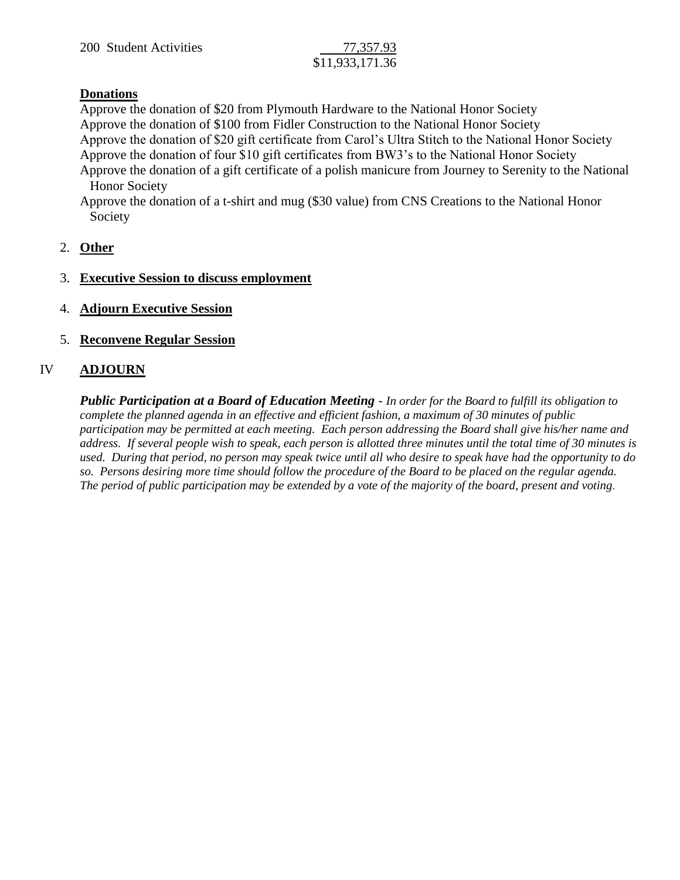| | |
|---|---|
| 200 Student Activities | 77,357.93 |
| | $11,933,171.36 |

**Donations**

Approve the donation of $20 from Plymouth Hardware to the National Honor Society
Approve the donation of $100 from Fidler Construction to the National Honor Society
Approve the donation of $20 gift certificate from Carol's Ultra Stitch to the National Honor Society
Approve the donation of four $10 gift certificates from BW3's to the National Honor Society
Approve the donation of a gift certificate of a polish manicure from Journey to Serenity to the National Honor Society
Approve the donation of a t-shirt and mug ($30 value) from CNS Creations to the National Honor Society

2. **Other**

3. **Executive Session to discuss employment**

4. **Adjourn Executive Session**

5. **Reconvene Regular Session**

IV **ADJOURN**

***Public Participation at a Board of Education Meeting*** - *In order for the Board to fulfill its obligation to complete the planned agenda in an effective and efficient fashion, a maximum of 30 minutes of public participation may be permitted at each meeting. Each person addressing the Board shall give his/her name and address. If several people wish to speak, each person is allotted three minutes until the total time of 30 minutes is used. During that period, no person may speak twice until all who desire to speak have had the opportunity to do so. Persons desiring more time should follow the procedure of the Board to be placed on the regular agenda. The period of public participation may be extended by a vote of the majority of the board, present and voting.*